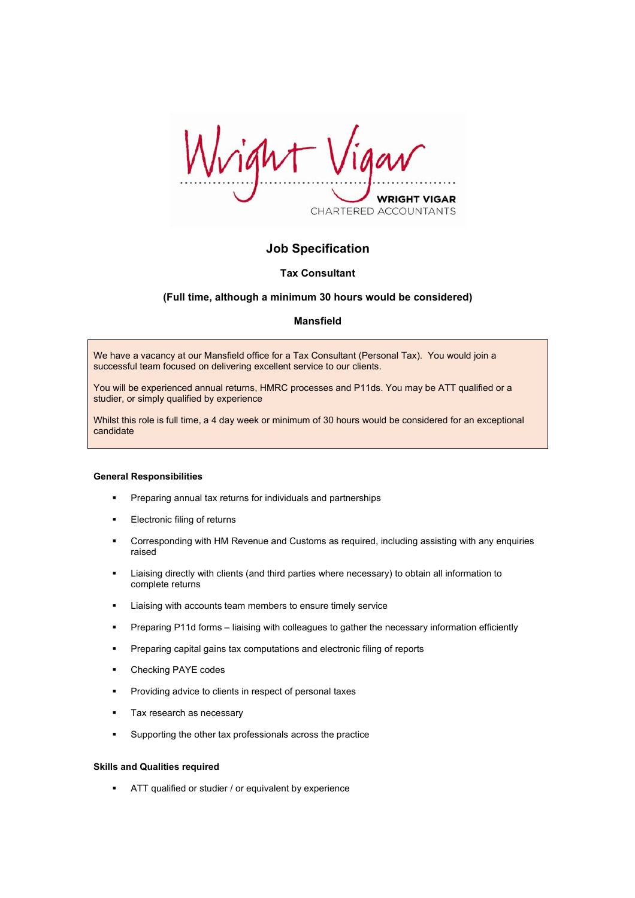Wright Vigar

WRIGHT VIGAR
CHARTERED ACCOUNTANTS

# Job Specification

## Tax Consultant

**(Full time, although a minimum 30 hours would be considered)**

**Mansfield**

We have a vacancy at our Mansfield office for a Tax Consultant (Personal Tax). You would join a successful team focused on delivering excellent service to our clients.

You will be experienced annual returns, HMRC processes and P11ds. You may be ATT qualified or a studier, or simply qualified by experience

Whilst this role is full time, a 4 day week or minimum of 30 hours would be considered for an exceptional candidate

### General Responsibilities

- Preparing annual tax returns for individuals and partnerships
- Electronic filing of returns
- Corresponding with HM Revenue and Customs as required, including assisting with any enquiries raised
- Liaising directly with clients (and third parties where necessary) to obtain all information to complete returns
- Liaising with accounts team members to ensure timely service
- Preparing P11d forms – liaising with colleagues to gather the necessary information efficiently
- Preparing capital gains tax computations and electronic filing of reports
- Checking PAYE codes
- Providing advice to clients in respect of personal taxes
- Tax research as necessary
- Supporting the other tax professionals across the practice

### Skills and Qualities required

- ATT qualified or studier / or equivalent by experience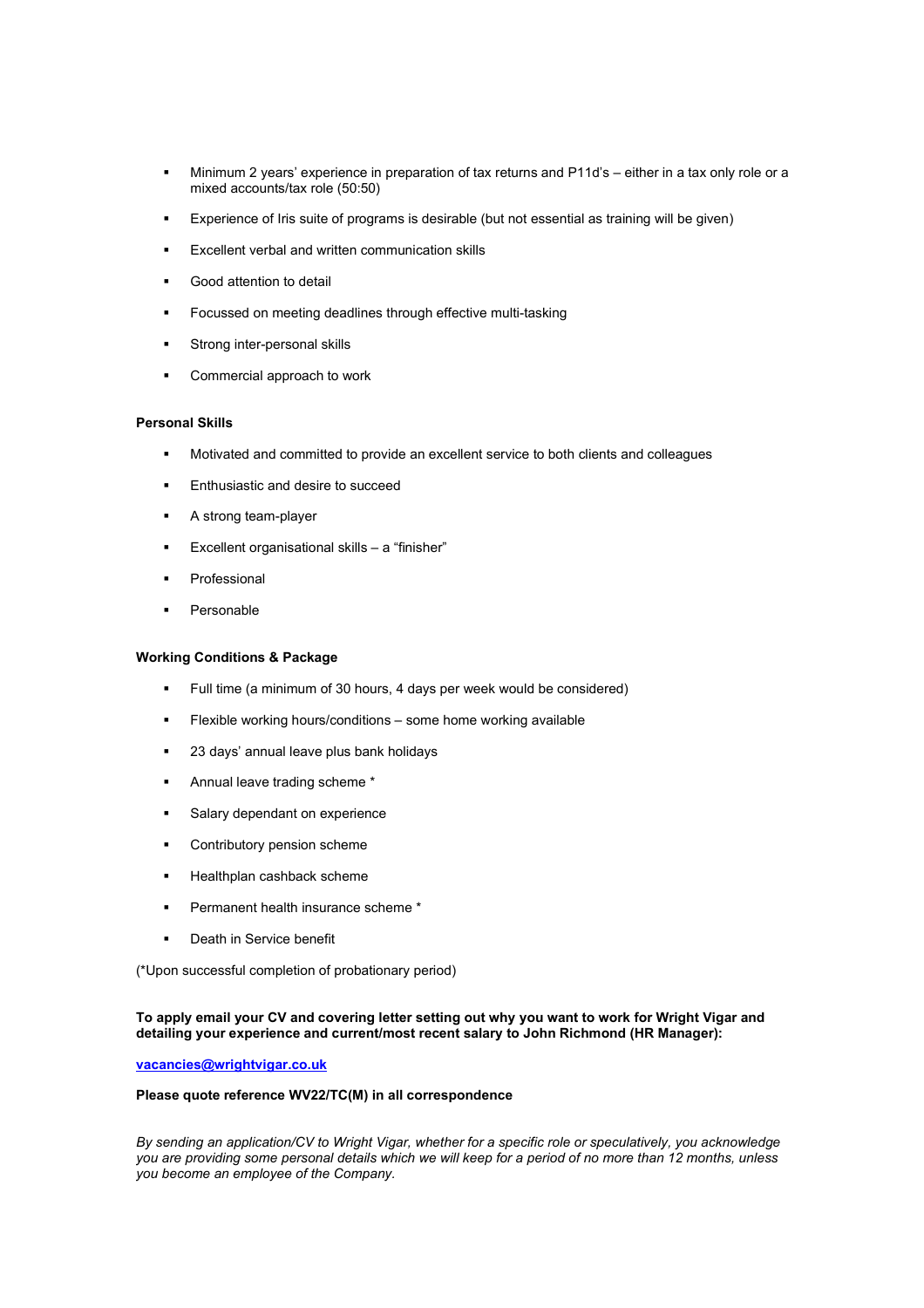- Minimum 2 years' experience in preparation of tax returns and P11d's – either in a tax only role or a mixed accounts/tax role (50:50)
- Experience of Iris suite of programs is desirable (but not essential as training will be given)
- Excellent verbal and written communication skills
- Good attention to detail
- Focussed on meeting deadlines through effective multi-tasking
- Strong inter-personal skills
- Commercial approach to work

**Personal Skills**

- Motivated and committed to provide an excellent service to both clients and colleagues
- Enthusiastic and desire to succeed
- A strong team-player
- Excellent organisational skills – a "finisher"
- Professional
- Personable

**Working Conditions & Package**

- Full time (a minimum of 30 hours, 4 days per week would be considered)
- Flexible working hours/conditions – some home working available
- 23 days' annual leave plus bank holidays
- Annual leave trading scheme *
- Salary dependant on experience
- Contributory pension scheme
- Healthplan cashback scheme
- Permanent health insurance scheme *
- Death in Service benefit

(*Upon successful completion of probationary period)

**To apply email your CV and covering letter setting out why you want to work for Wright Vigar and detailing your experience and current/most recent salary to John Richmond (HR Manager):**

**vacancies@wrightvigar.co.uk**

**Please quote reference WV22/TC(M) in all correspondence**

*By sending an application/CV to Wright Vigar, whether for a specific role or speculatively, you acknowledge you are providing some personal details which we will keep for a period of no more than 12 months, unless you become an employee of the Company.*